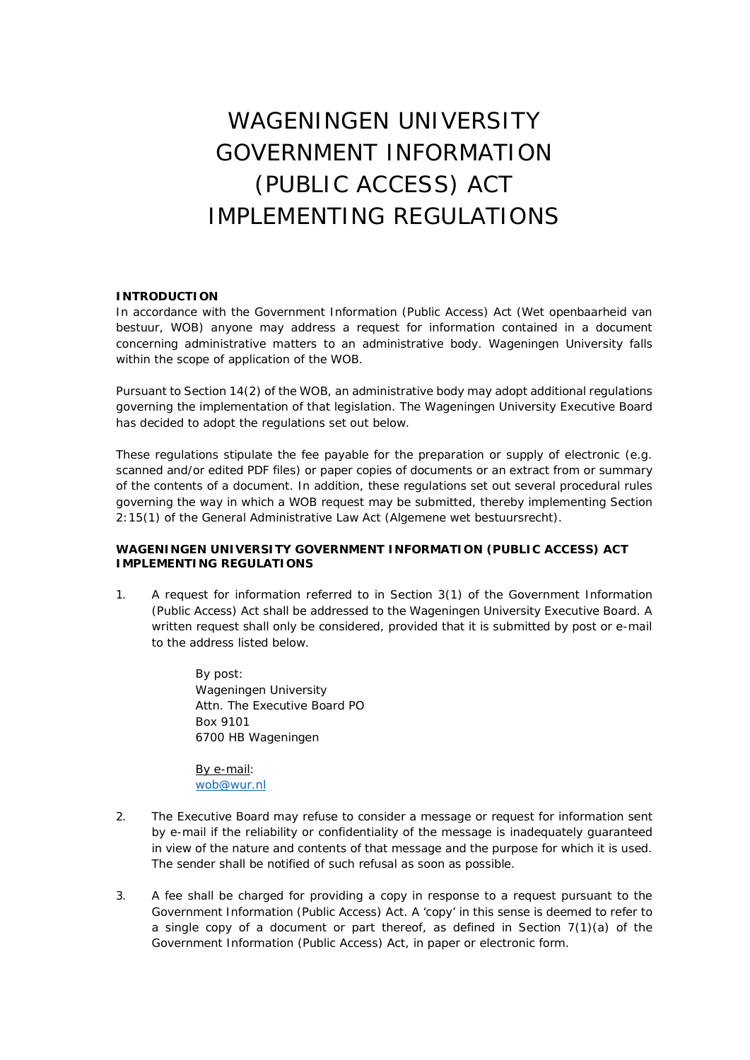# WAGENINGEN UNIVERSITY GOVERNMENT INFORMATION (PUBLIC ACCESS) ACT IMPLEMENTING REGULATIONS

**INTRODUCTION**

In accordance with the Government Information (Public Access) Act (Wet openbaarheid van bestuur, WOB) anyone may address a request for information contained in a document concerning administrative matters to an administrative body. Wageningen University falls within the scope of application of the WOB.

Pursuant to Section 14(2) of the WOB, an administrative body may adopt additional regulations governing the implementation of that legislation. The Wageningen University Executive Board has decided to adopt the regulations set out below.

These regulations stipulate the fee payable for the preparation or supply of electronic (e.g. scanned and/or edited PDF files) or paper copies of documents or an extract from or summary of the contents of a document. In addition, these regulations set out several procedural rules governing the way in which a WOB request may be submitted, thereby implementing Section 2:15(1) of the General Administrative Law Act (Algemene wet bestuursrecht).

**WAGENINGEN UNIVERSITY GOVERNMENT INFORMATION (PUBLIC ACCESS) ACT IMPLEMENTING REGULATIONS**

1. A request for information referred to in Section 3(1) of the Government Information (Public Access) Act shall be addressed to the Wageningen University Executive Board. A written request shall only be considered, provided that it is submitted by post or e-mail to the address listed below.

   By post:
   Wageningen University
   Attn. The Executive Board PO
   Box 9101
   6700 HB Wageningen

   By e-mail:
   wob@wur.nl

2. The Executive Board may refuse to consider a message or request for information sent by e-mail if the reliability or confidentiality of the message is inadequately guaranteed in view of the nature and contents of that message and the purpose for which it is used. The sender shall be notified of such refusal as soon as possible.

3. A fee shall be charged for providing a copy in response to a request pursuant to the Government Information (Public Access) Act. A 'copy' in this sense is deemed to refer to a single copy of a document or part thereof, as defined in Section 7(1)(a) of the Government Information (Public Access) Act, in paper or electronic form.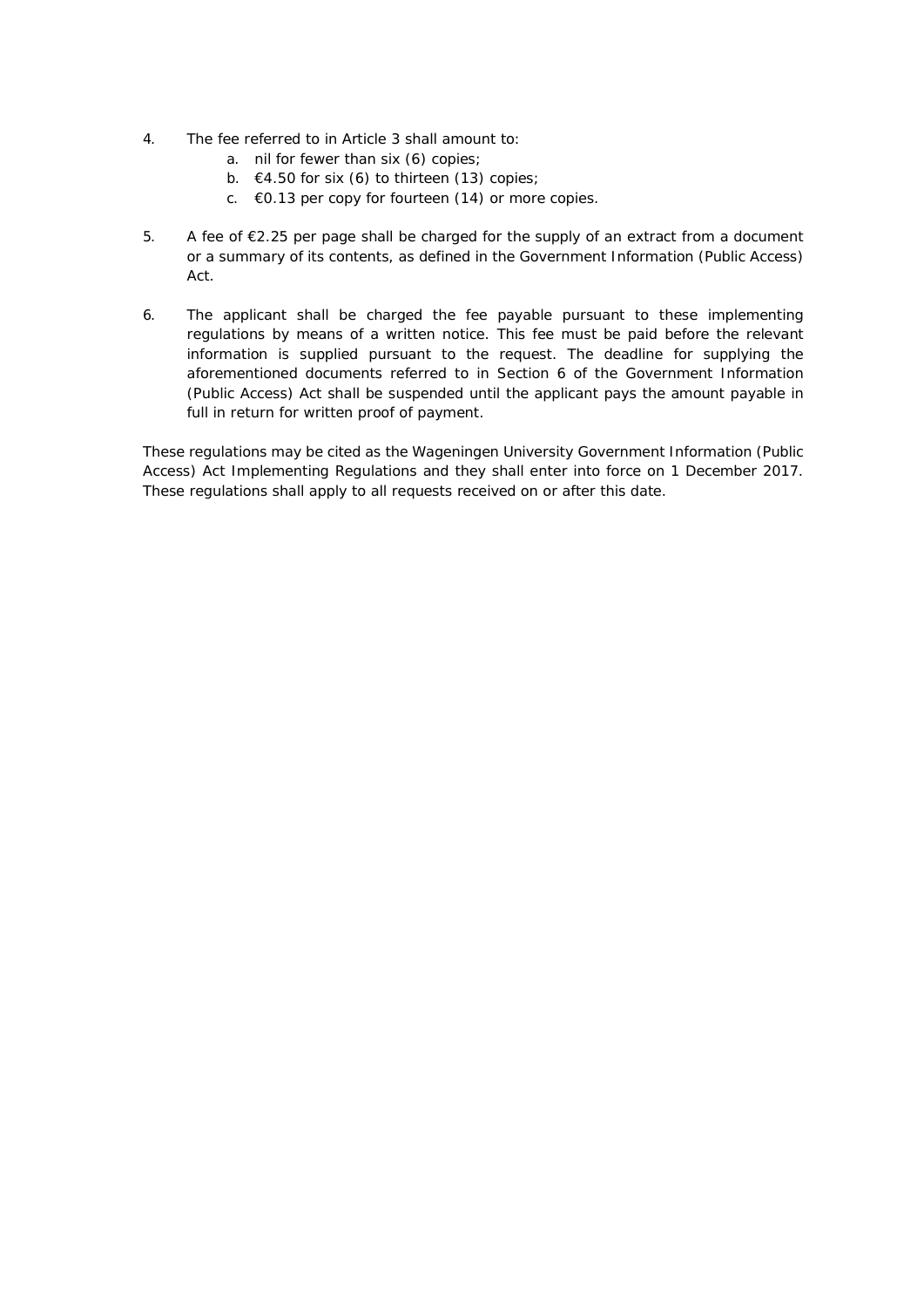4. The fee referred to in Article 3 shall amount to:
   a. nil for fewer than six (6) copies;
   b. €4.50 for six (6) to thirteen (13) copies;
   c. €0.13 per copy for fourteen (14) or more copies.

5. A fee of €2.25 per page shall be charged for the supply of an extract from a document or a summary of its contents, as defined in the Government Information (Public Access) Act.

6. The applicant shall be charged the fee payable pursuant to these implementing regulations by means of a written notice. This fee must be paid before the relevant information is supplied pursuant to the request. The deadline for supplying the aforementioned documents referred to in Section 6 of the Government Information (Public Access) Act shall be suspended until the applicant pays the amount payable in full in return for written proof of payment.

These regulations may be cited as the Wageningen University Government Information (Public Access) Act Implementing Regulations and they shall enter into force on 1 December 2017. These regulations shall apply to all requests received on or after this date.